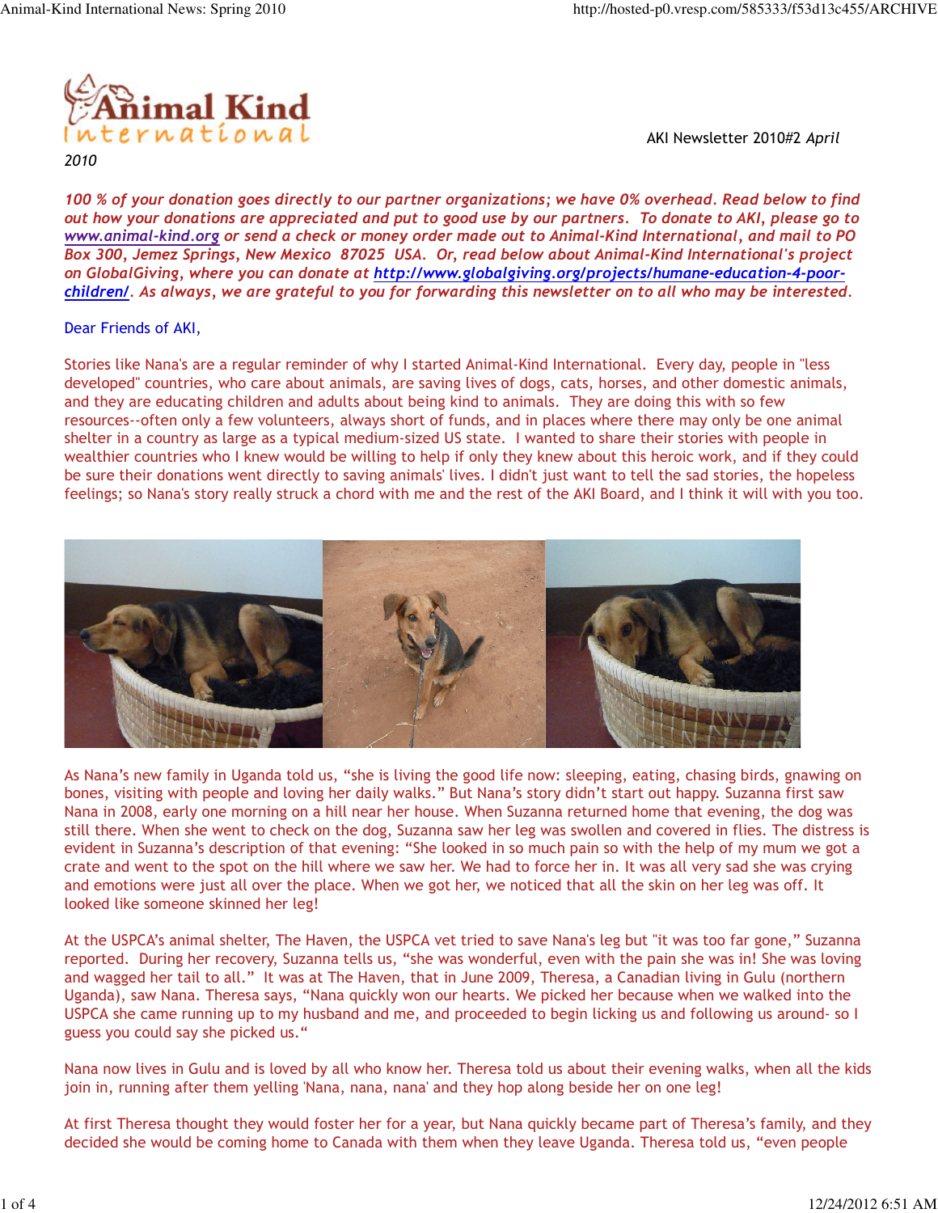Animal Kind International

2010

AKI Newsletter 2010#2 *April*

***100 % of your donation goes directly to our partner organizations; we have 0% overhead. Read below to find out how your donations are appreciated and put to good use by our partners. To donate to AKI, please go to [www.animal-kind.org](http://www.animal-kind.org) or send a check or money order made out to Animal-Kind International, and mail to PO Box 300, Jemez Springs, New Mexico 87025 USA. Or, read below about Animal-Kind International's project on GlobalGiving, where you can donate at [http://www.globalgiving.org/projects/humane-education-4-poor-children/](http://www.globalgiving.org/projects/humane-education-4-poor-children/). As always, we are grateful to you for forwarding this newsletter on to all who may be interested.***

Dear Friends of AKI,

Stories like Nana's are a regular reminder of why I started Animal-Kind International. Every day, people in "less developed" countries, who care about animals, are saving lives of dogs, cats, horses, and other domestic animals, and they are educating children and adults about being kind to animals. They are doing this with so few resources--often only a few volunteers, always short of funds, and in places where there may only be one animal shelter in a country as large as a typical medium-sized US state. I wanted to share their stories with people in wealthier countries who I knew would be willing to help if only they knew about this heroic work, and if they could be sure their donations went directly to saving animals' lives. I didn't just want to tell the sad stories, the hopeless feelings; so Nana's story really struck a chord with me and the rest of the AKI Board, and I think it will with you too.

As Nana's new family in Uganda told us, "she is living the good life now: sleeping, eating, chasing birds, gnawing on bones, visiting with people and loving her daily walks." But Nana's story didn't start out happy. Suzanna first saw Nana in 2008, early one morning on a hill near her house. When Suzanna returned home that evening, the dog was still there. When she went to check on the dog, Suzanna saw her leg was swollen and covered in flies. The distress is evident in Suzanna's description of that evening: "She looked in so much pain so with the help of my mum we got a crate and went to the spot on the hill where we saw her. We had to force her in. It was all very sad she was crying and emotions were just all over the place. When we got her, we noticed that all the skin on her leg was off. It looked like someone skinned her leg!

At the USPCA's animal shelter, The Haven, the USPCA vet tried to save Nana's leg but "it was too far gone," Suzanna reported. During her recovery, Suzanna tells us, "she was wonderful, even with the pain she was in! She was loving and wagged her tail to all." It was at The Haven, that in June 2009, Theresa, a Canadian living in Gulu (northern Uganda), saw Nana. Theresa says, "Nana quickly won our hearts. We picked her because when we walked into the USPCA she came running up to my husband and me, and proceeded to begin licking us and following us around- so I guess you could say she picked us."

Nana now lives in Gulu and is loved by all who know her. Theresa told us about their evening walks, when all the kids join in, running after them yelling 'Nana, nana, nana' and they hop along beside her on one leg!

At first Theresa thought they would foster her for a year, but Nana quickly became part of Theresa's family, and they decided she would be coming home to Canada with them when they leave Uganda. Theresa told us, "even people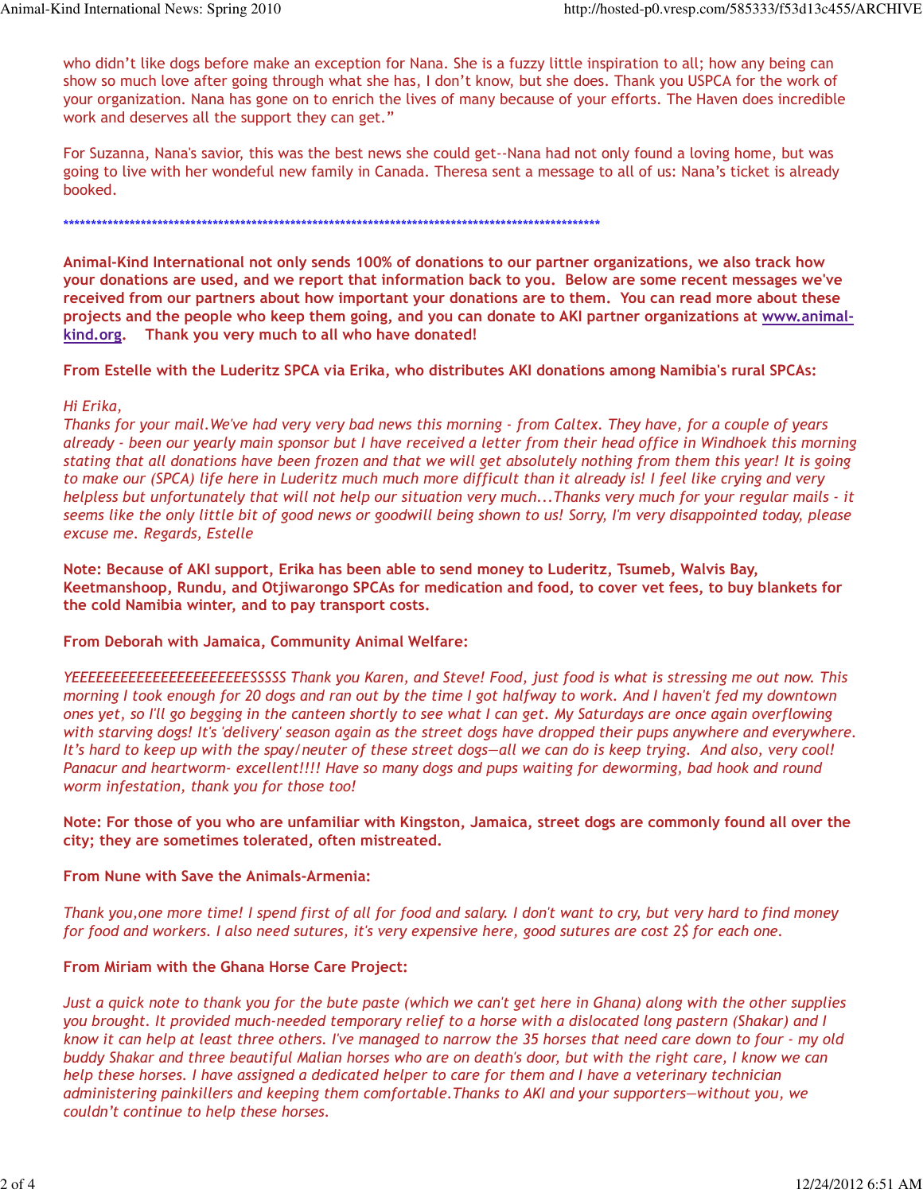who didn't like dogs before make an exception for Nana. She is a fuzzy little inspiration to all; how any being can show so much love after going through what she has, I don't know, but she does. Thank you USPCA for the work of your organization. Nana has gone on to enrich the lives of many because of your efforts. The Haven does incredible work and deserves all the support they can get."

For Suzanna, Nana's savior, this was the best news she could get--Nana had not only found a loving home, but was going to live with her wondeful new family in Canada. Theresa sent a message to all of us: Nana's ticket is already booked.

**************************************************************************************************

**Animal-Kind International not only sends 100% of donations to our partner organizations, we also track how your donations are used, and we report that information back to you. Below are some recent messages we've received from our partners about how important your donations are to them. You can read more about these projects and the people who keep them going, and you can donate to AKI partner organizations at [www.animal-kind.org](http://www.animal-kind.org). Thank you very much to all who have donated!**

**From Estelle with the Luderitz SPCA via Erika, who distributes AKI donations among Namibia's rural SPCAs:**

*Hi Erika,*
*Thanks for your mail.We've had very very bad news this morning - from Caltex. They have, for a couple of years already - been our yearly main sponsor but I have received a letter from their head office in Windhoek this morning stating that all donations have been frozen and that we will get absolutely nothing from them this year! It is going to make our (SPCA) life here in Luderitz much much more difficult than it already is! I feel like crying and very helpless but unfortunately that will not help our situation very much...Thanks very much for your regular mails - it seems like the only little bit of good news or goodwill being shown to us! Sorry, I'm very disappointed today, please excuse me. Regards, Estelle*

**Note: Because of AKI support, Erika has been able to send money to Luderitz, Tsumeb, Walvis Bay, Keetmanshoop, Rundu, and Otjiwarongo SPCAs for medication and food, to cover vet fees, to buy blankets for the cold Namibia winter, and to pay transport costs.**

**From Deborah with Jamaica, Community Animal Welfare:**

*YEEEEEEEEEEEEEEEEEEEEEEESSSSS Thank you Karen, and Steve! Food, just food is what is stressing me out now. This morning I took enough for 20 dogs and ran out by the time I got halfway to work. And I haven't fed my downtown ones yet, so I'll go begging in the canteen shortly to see what I can get. My Saturdays are once again overflowing with starving dogs! It's 'delivery' season again as the street dogs have dropped their pups anywhere and everywhere. It's hard to keep up with the spay/neuter of these street dogs—all we can do is keep trying. And also, very cool! Panacur and heartworm- excellent!!!! Have so many dogs and pups waiting for deworming, bad hook and round worm infestation, thank you for those too!*

**Note: For those of you who are unfamiliar with Kingston, Jamaica, street dogs are commonly found all over the city; they are sometimes tolerated, often mistreated.**

**From Nune with Save the Animals-Armenia:**

*Thank you,one more time! I spend first of all for food and salary. I don't want to cry, but very hard to find money for food and workers. I also need sutures, it's very expensive here, good sutures are cost 2$ for each one.*

**From Miriam with the Ghana Horse Care Project:**

*Just a quick note to thank you for the bute paste (which we can't get here in Ghana) along with the other supplies you brought. It provided much-needed temporary relief to a horse with a dislocated long pastern (Shakar) and I know it can help at least three others. I've managed to narrow the 35 horses that need care down to four - my old buddy Shakar and three beautiful Malian horses who are on death's door, but with the right care, I know we can help these horses. I have assigned a dedicated helper to care for them and I have a veterinary technician administering painkillers and keeping them comfortable.Thanks to AKI and your supporters—without you, we couldn't continue to help these horses.*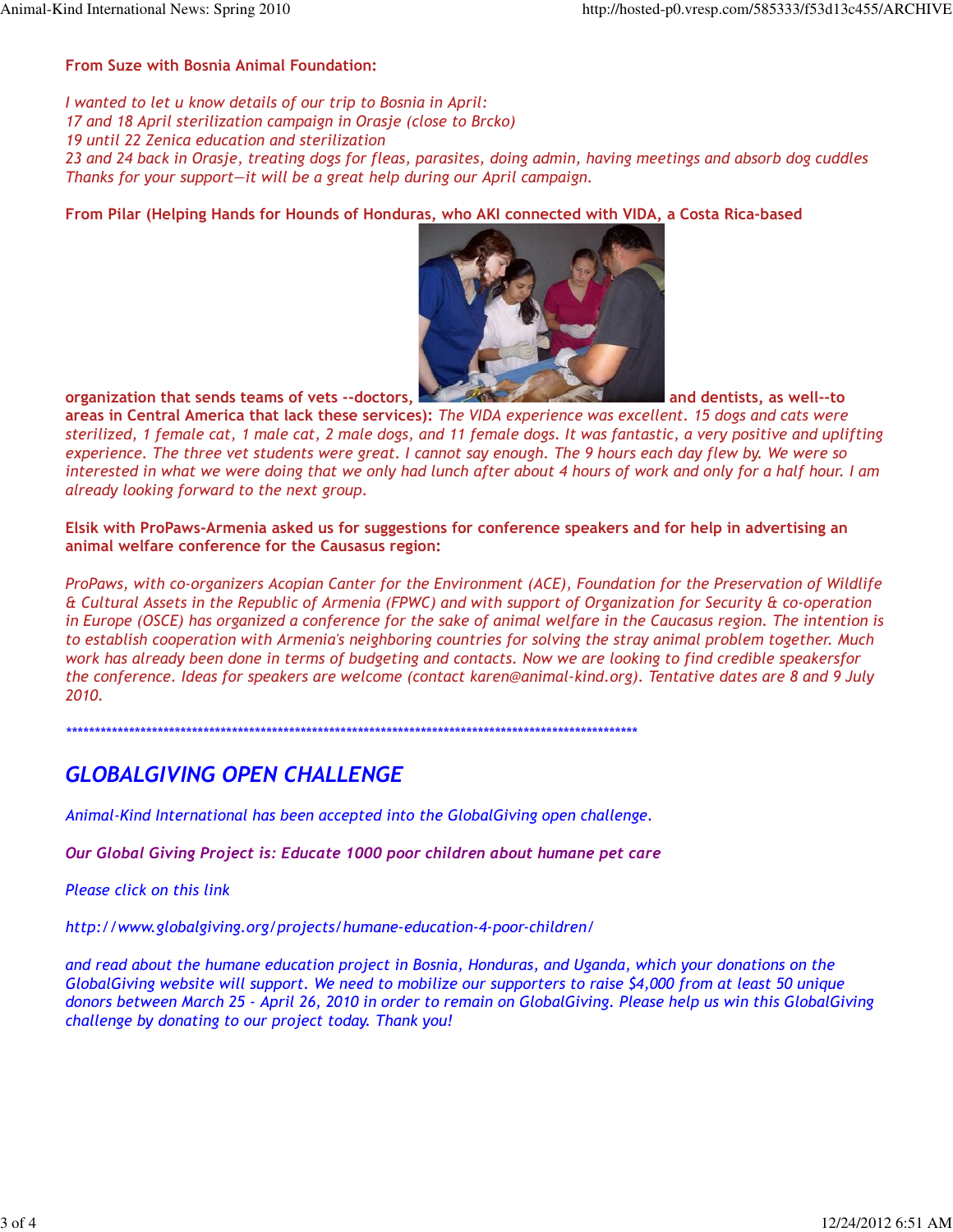**From Suze with Bosnia Animal Foundation:**

*I wanted to let u know details of our trip to Bosnia in April:*
*17 and 18 April sterilization campaign in Orasje (close to Brcko)*
*19 until 22 Zenica education and sterilization*
*23 and 24 back in Orasje, treating dogs for fleas, parasites, doing admin, having meetings and absorb dog cuddles*
*Thanks for your support—it will be a great help during our April campaign.*

**From Pilar (Helping Hands for Hounds of Honduras, who AKI connected with VIDA, a Costa Rica-based organization that sends teams of vets --doctors, and dentists, as well--to areas in Central America that lack these services):** *The VIDA experience was excellent. 15 dogs and cats were sterilized, 1 female cat, 1 male cat, 2 male dogs, and 11 female dogs. It was fantastic, a very positive and uplifting experience. The three vet students were great. I cannot say enough. The 9 hours each day flew by. We were so interested in what we were doing that we only had lunch after about 4 hours of work and only for a half hour. I am already looking forward to the next group.*

**Elsik with ProPaws-Armenia asked us for suggestions for conference speakers and for help in advertising an animal welfare conference for the Causasus region:**

*ProPaws, with co-organizers Acopian Canter for the Environment (ACE), Foundation for the Preservation of Wildlife & Cultural Assets in the Republic of Armenia (FPWC) and with support of Organization for Security & co-operation in Europe (OSCE) has organized a conference for the sake of animal welfare in the Caucasus region. The intention is to establish cooperation with Armenia's neighboring countries for solving the stray animal problem together. Much work has already been done in terms of budgeting and contacts. Now we are looking to find credible speakersfor the conference. Ideas for speakers are welcome (contact karen@animal-kind.org). Tentative dates are 8 and 9 July 2010.*

*****************************************************************************************************

## *GLOBALGIVING OPEN CHALLENGE*

*Animal-Kind International has been accepted into the GlobalGiving open challenge.*

***Our Global Giving Project is: Educate 1000 poor children about humane pet care***

*Please click on this link*

*http://www.globalgiving.org/projects/humane-education-4-poor-children/*

*and read about the humane education project in Bosnia, Honduras, and Uganda, which your donations on the GlobalGiving website will support. We need to mobilize our supporters to raise $4,000 from at least 50 unique donors between March 25 - April 26, 2010 in order to remain on GlobalGiving. Please help us win this GlobalGiving challenge by donating to our project today. Thank you!*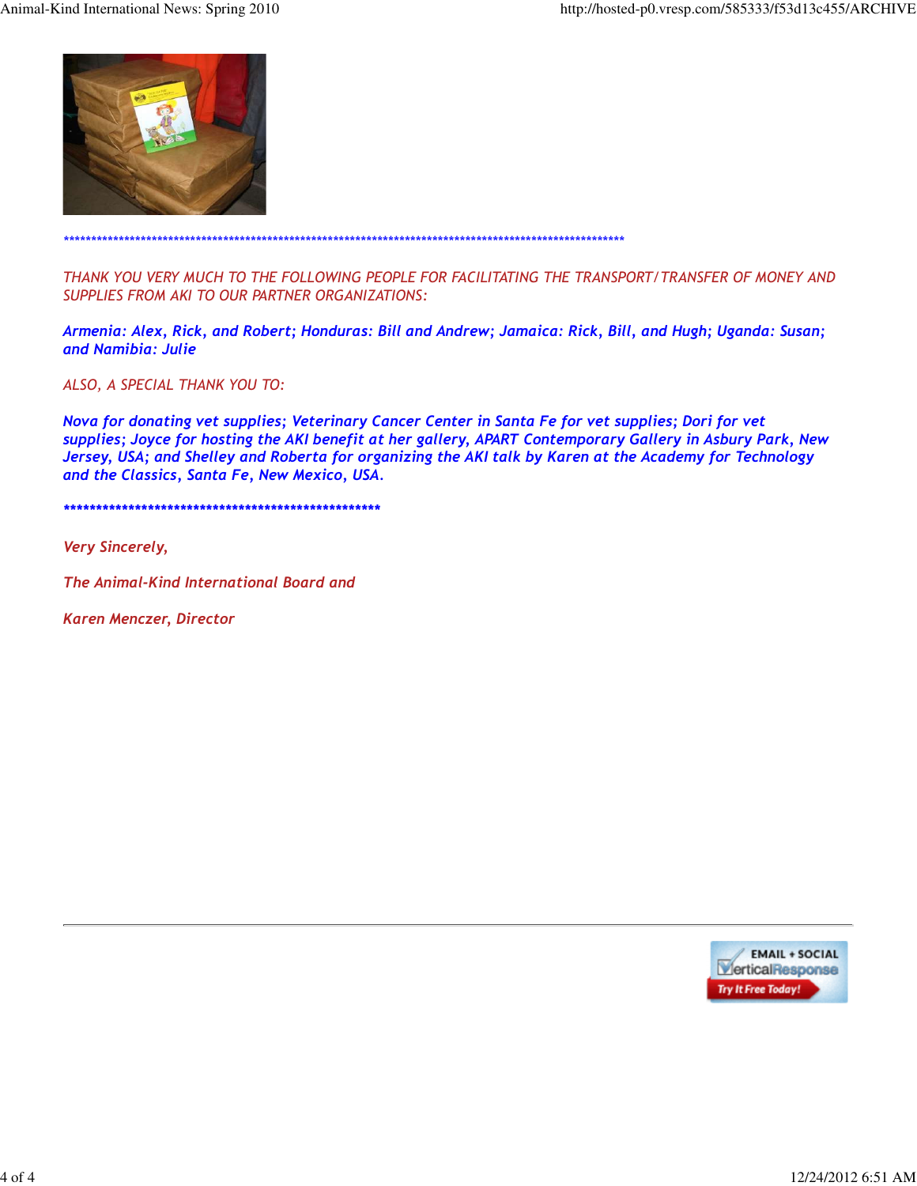*****************************************************************************************************

*THANK YOU VERY MUCH TO THE FOLLOWING PEOPLE FOR FACILITATING THE TRANSPORT/TRANSFER OF MONEY AND SUPPLIES FROM AKI TO OUR PARTNER ORGANIZATIONS:*

***Armenia: Alex, Rick, and Robert; Honduras: Bill and Andrew; Jamaica: Rick, Bill, and Hugh; Uganda: Susan; and Namibia: Julie***

*ALSO, A SPECIAL THANK YOU TO:*

***Nova for donating vet supplies; Veterinary Cancer Center in Santa Fe for vet supplies; Dori for vet supplies; Joyce for hosting the AKI benefit at her gallery, APART Contemporary Gallery in Asbury Park, New Jersey, USA; and Shelley and Roberta for organizing the AKI talk by Karen at the Academy for Technology and the Classics, Santa Fe, New Mexico, USA.***

*****************************************************

***Very Sincerely,***

***The Animal-Kind International Board and***

***Karen Menczer, Director***